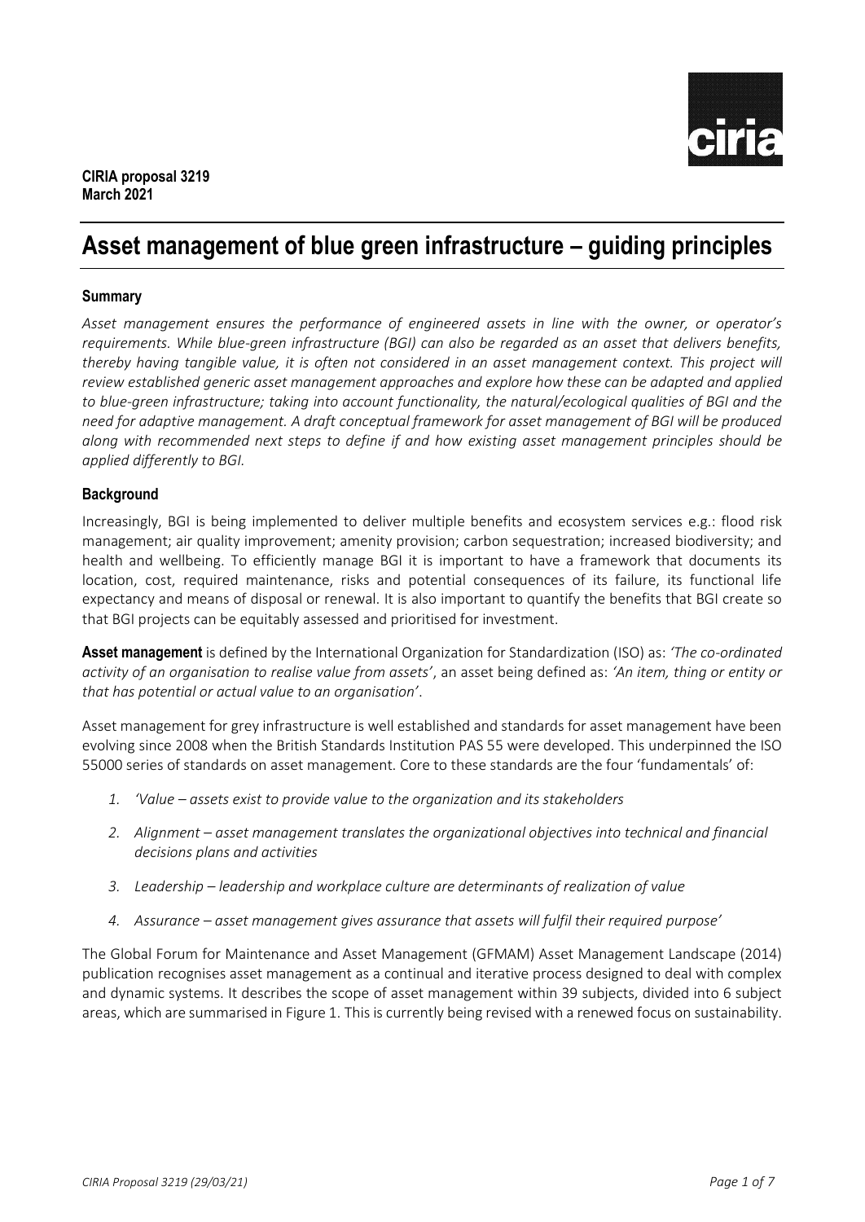**CIRIA proposal 3219**
**March 2021**

# Asset management of blue green infrastructure – guiding principles

## Summary

*Asset management ensures the performance of engineered assets in line with the owner, or operator's requirements. While blue-green infrastructure (BGI) can also be regarded as an asset that delivers benefits, thereby having tangible value, it is often not considered in an asset management context. This project will review established generic asset management approaches and explore how these can be adapted and applied to blue-green infrastructure; taking into account functionality, the natural/ecological qualities of BGI and the need for adaptive management. A draft conceptual framework for asset management of BGI will be produced along with recommended next steps to define if and how existing asset management principles should be applied differently to BGI.*

## Background

Increasingly, BGI is being implemented to deliver multiple benefits and ecosystem services e.g.: flood risk management; air quality improvement; amenity provision; carbon sequestration; increased biodiversity; and health and wellbeing. To efficiently manage BGI it is important to have a framework that documents its location, cost, required maintenance, risks and potential consequences of its failure, its functional life expectancy and means of disposal or renewal. It is also important to quantify the benefits that BGI create so that BGI projects can be equitably assessed and prioritised for investment.

**Asset management** is defined by the International Organization for Standardization (ISO) as: *'The co-ordinated activity of an organisation to realise value from assets'*, an asset being defined as: *'An item, thing or entity or that has potential or actual value to an organisation'*.

Asset management for grey infrastructure is well established and standards for asset management have been evolving since 2008 when the British Standards Institution PAS 55 were developed. This underpinned the ISO 55000 series of standards on asset management. Core to these standards are the four 'fundamentals' of:

1. *'Value – assets exist to provide value to the organization and its stakeholders*
2. *Alignment – asset management translates the organizational objectives into technical and financial decisions plans and activities*
3. *Leadership – leadership and workplace culture are determinants of realization of value*
4. *Assurance – asset management gives assurance that assets will fulfil their required purpose'*

The Global Forum for Maintenance and Asset Management (GFMAM) Asset Management Landscape (2014) publication recognises asset management as a continual and iterative process designed to deal with complex and dynamic systems. It describes the scope of asset management within 39 subjects, divided into 6 subject areas, which are summarised in Figure 1. This is currently being revised with a renewed focus on sustainability.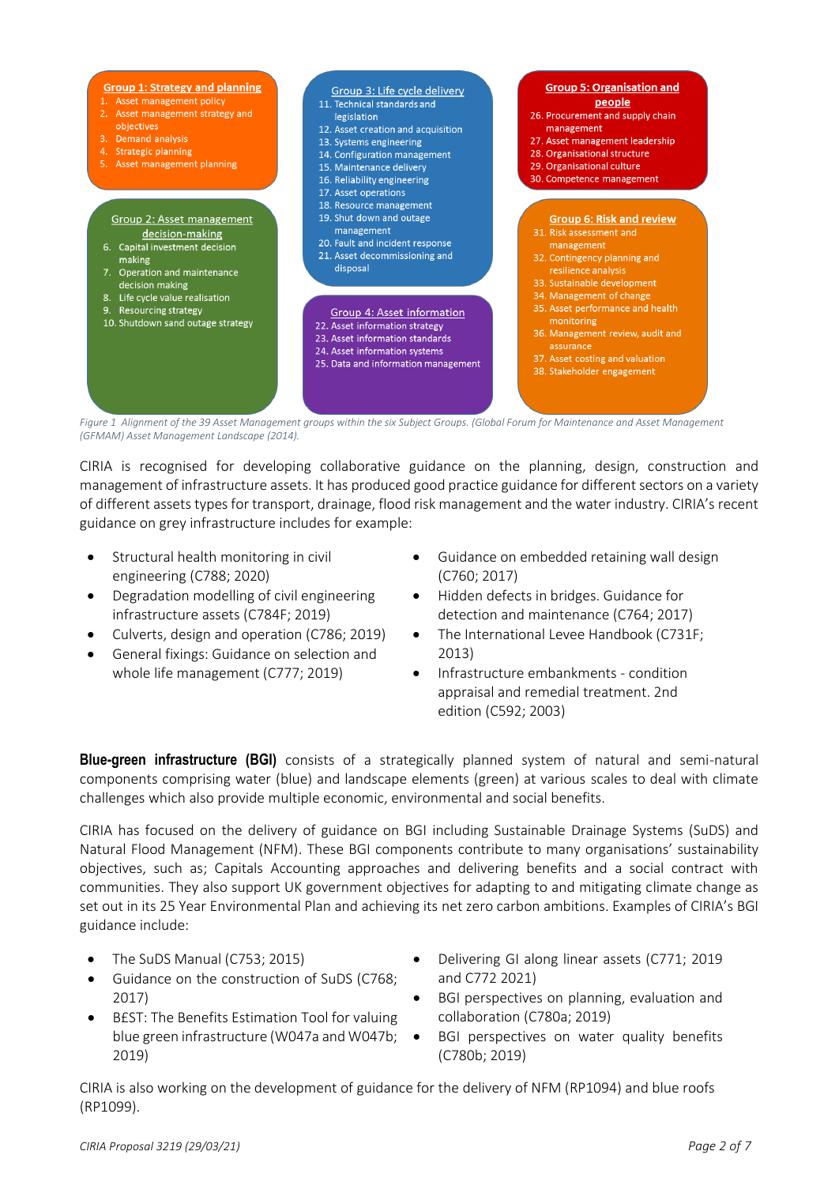**Group 1: Strategy and planning**

1. Asset management policy
2. Asset management strategy and objectives
3. Demand analysis
4. Strategic planning
5. Asset management planning

**Group 2: Asset management decision-making**

6. Capital investment decision making
7. Operation and maintenance decision making
8. Life cycle value realisation
9. Resourcing strategy
10. Shutdown sand outage strategy

**Group 3: Life cycle delivery**

11. Technical standards and legislation
12. Asset creation and acquisition
13. Systems engineering
14. Configuration management
15. Maintenance delivery
16. Reliability engineering
17. Asset operations
18. Resource management
19. Shut down and outage management
20. Fault and incident response
21. Asset decommissioning and disposal

**Group 4: Asset information**

22. Asset information strategy
23. Asset information standards
24. Asset information systems
25. Data and information management

**Group 5: Organisation and people**

26. Procurement and supply chain management
27. Asset management leadership
28. Organisational structure
29. Organisational culture
30. Competence management

**Group 6: Risk and review**

31. Risk assessment and management
32. Contingency planning and resilience analysis
33. Sustainable development
34. Management of change
35. Asset performance and health monitoring
36. Management review, audit and assurance
37. Asset costing and valuation
38. Stakeholder engagement

*Figure 1 Alignment of the 39 Asset Management groups within the six Subject Groups. (Global Forum for Maintenance and Asset Management (GFMAM) Asset Management Landscape (2014).*

CIRIA is recognised for developing collaborative guidance on the planning, design, construction and management of infrastructure assets. It has produced good practice guidance for different sectors on a variety of different assets types for transport, drainage, flood risk management and the water industry. CIRIA's recent guidance on grey infrastructure includes for example:

- Structural health monitoring in civil engineering (C788; 2020)
- Degradation modelling of civil engineering infrastructure assets (C784F; 2019)
- Culverts, design and operation (C786; 2019)
- General fixings: Guidance on selection and whole life management (C777; 2019)
- Guidance on embedded retaining wall design (C760; 2017)
- Hidden defects in bridges. Guidance for detection and maintenance (C764; 2017)
- The International Levee Handbook (C731F; 2013)
- Infrastructure embankments - condition appraisal and remedial treatment. 2nd edition (C592; 2003)

**Blue-green infrastructure (BGI)** consists of a strategically planned system of natural and semi-natural components comprising water (blue) and landscape elements (green) at various scales to deal with climate challenges which also provide multiple economic, environmental and social benefits.

CIRIA has focused on the delivery of guidance on BGI including Sustainable Drainage Systems (SuDS) and Natural Flood Management (NFM). These BGI components contribute to many organisations' sustainability objectives, such as; Capitals Accounting approaches and delivering benefits and a social contract with communities. They also support UK government objectives for adapting to and mitigating climate change as set out in its 25 Year Environmental Plan and achieving its net zero carbon ambitions. Examples of CIRIA's BGI guidance include:

- The SuDS Manual (C753; 2015)
- Guidance on the construction of SuDS (C768; 2017)
- B£ST: The Benefits Estimation Tool for valuing blue green infrastructure (W047a and W047b; 2019)
- Delivering GI along linear assets (C771; 2019 and C772 2021)
- BGI perspectives on planning, evaluation and collaboration (C780a; 2019)
- BGI perspectives on water quality benefits (C780b; 2019)

CIRIA is also working on the development of guidance for the delivery of NFM (RP1094) and blue roofs (RP1099).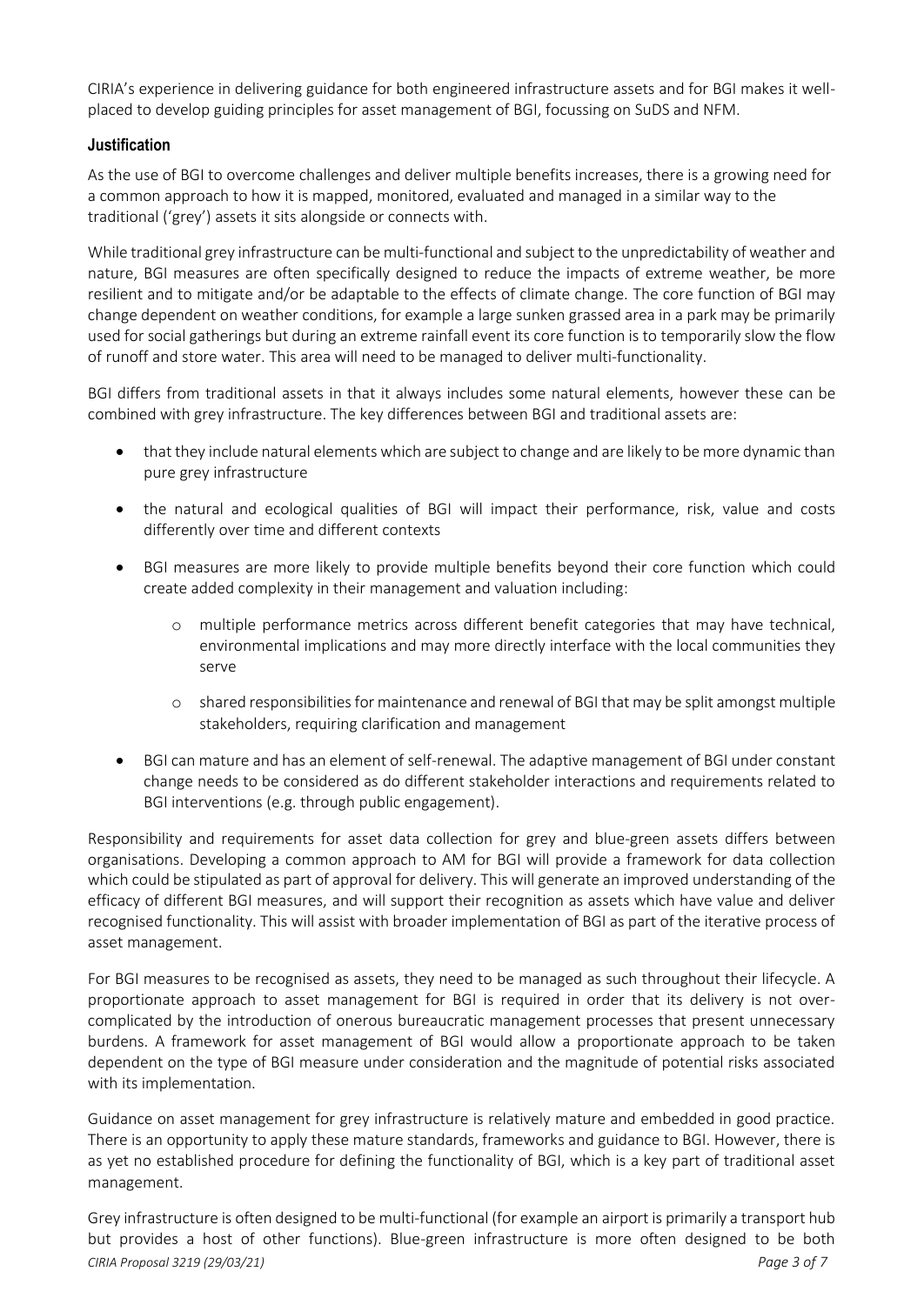CIRIA's experience in delivering guidance for both engineered infrastructure assets and for BGI makes it well-placed to develop guiding principles for asset management of BGI, focussing on SuDS and NFM.

### Justification

As the use of BGI to overcome challenges and deliver multiple benefits increases, there is a growing need for a common approach to how it is mapped, monitored, evaluated and managed in a similar way to the traditional ('grey') assets it sits alongside or connects with.

While traditional grey infrastructure can be multi-functional and subject to the unpredictability of weather and nature, BGI measures are often specifically designed to reduce the impacts of extreme weather, be more resilient and to mitigate and/or be adaptable to the effects of climate change. The core function of BGI may change dependent on weather conditions, for example a large sunken grassed area in a park may be primarily used for social gatherings but during an extreme rainfall event its core function is to temporarily slow the flow of runoff and store water. This area will need to be managed to deliver multi-functionality.

BGI differs from traditional assets in that it always includes some natural elements, however these can be combined with grey infrastructure. The key differences between BGI and traditional assets are:

- that they include natural elements which are subject to change and are likely to be more dynamic than pure grey infrastructure
- the natural and ecological qualities of BGI will impact their performance, risk, value and costs differently over time and different contexts
- BGI measures are more likely to provide multiple benefits beyond their core function which could create added complexity in their management and valuation including:
    - multiple performance metrics across different benefit categories that may have technical, environmental implications and may more directly interface with the local communities they serve
    - shared responsibilities for maintenance and renewal of BGI that may be split amongst multiple stakeholders, requiring clarification and management
- BGI can mature and has an element of self-renewal. The adaptive management of BGI under constant change needs to be considered as do different stakeholder interactions and requirements related to BGI interventions (e.g. through public engagement).

Responsibility and requirements for asset data collection for grey and blue-green assets differs between organisations. Developing a common approach to AM for BGI will provide a framework for data collection which could be stipulated as part of approval for delivery. This will generate an improved understanding of the efficacy of different BGI measures, and will support their recognition as assets which have value and deliver recognised functionality. This will assist with broader implementation of BGI as part of the iterative process of asset management.

For BGI measures to be recognised as assets, they need to be managed as such throughout their lifecycle. A proportionate approach to asset management for BGI is required in order that its delivery is not over-complicated by the introduction of onerous bureaucratic management processes that present unnecessary burdens. A framework for asset management of BGI would allow a proportionate approach to be taken dependent on the type of BGI measure under consideration and the magnitude of potential risks associated with its implementation.

Guidance on asset management for grey infrastructure is relatively mature and embedded in good practice. There is an opportunity to apply these mature standards, frameworks and guidance to BGI. However, there is as yet no established procedure for defining the functionality of BGI, which is a key part of traditional asset management.

Grey infrastructure is often designed to be multi-functional (for example an airport is primarily a transport hub but provides a host of other functions). Blue-green infrastructure is more often designed to be both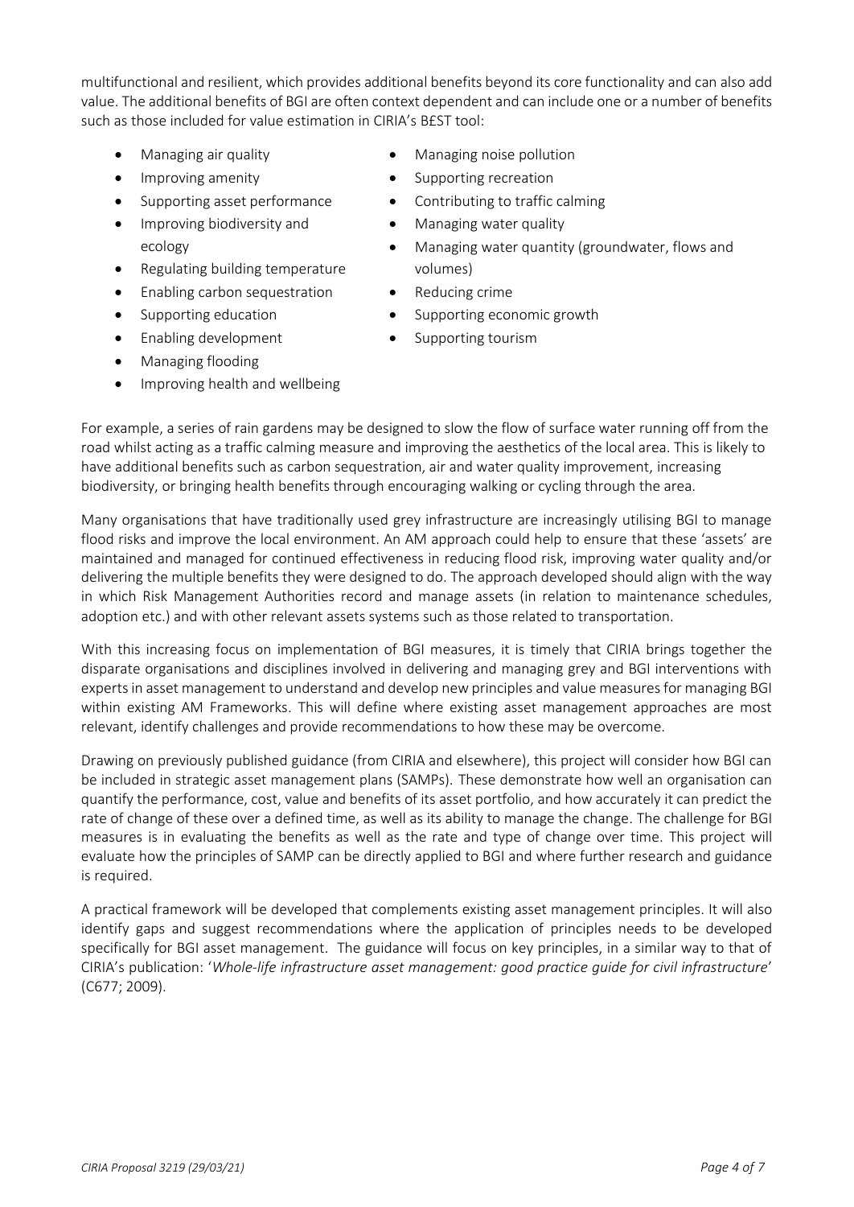multifunctional and resilient, which provides additional benefits beyond its core functionality and can also add value. The additional benefits of BGI are often context dependent and can include one or a number of benefits such as those included for value estimation in CIRIA's B£ST tool:

- Managing air quality
- Improving amenity
- Supporting asset performance
- Improving biodiversity and ecology
- Regulating building temperature
- Enabling carbon sequestration
- Supporting education
- Enabling development
- Managing flooding
- Improving health and wellbeing
- Managing noise pollution
- Supporting recreation
- Contributing to traffic calming
- Managing water quality
- Managing water quantity (groundwater, flows and volumes)
- Reducing crime
- Supporting economic growth
- Supporting tourism

For example, a series of rain gardens may be designed to slow the flow of surface water running off from the road whilst acting as a traffic calming measure and improving the aesthetics of the local area. This is likely to have additional benefits such as carbon sequestration, air and water quality improvement, increasing biodiversity, or bringing health benefits through encouraging walking or cycling through the area.

Many organisations that have traditionally used grey infrastructure are increasingly utilising BGI to manage flood risks and improve the local environment. An AM approach could help to ensure that these 'assets' are maintained and managed for continued effectiveness in reducing flood risk, improving water quality and/or delivering the multiple benefits they were designed to do. The approach developed should align with the way in which Risk Management Authorities record and manage assets (in relation to maintenance schedules, adoption etc.) and with other relevant assets systems such as those related to transportation.

With this increasing focus on implementation of BGI measures, it is timely that CIRIA brings together the disparate organisations and disciplines involved in delivering and managing grey and BGI interventions with experts in asset management to understand and develop new principles and value measures for managing BGI within existing AM Frameworks. This will define where existing asset management approaches are most relevant, identify challenges and provide recommendations to how these may be overcome.

Drawing on previously published guidance (from CIRIA and elsewhere), this project will consider how BGI can be included in strategic asset management plans (SAMPs). These demonstrate how well an organisation can quantify the performance, cost, value and benefits of its asset portfolio, and how accurately it can predict the rate of change of these over a defined time, as well as its ability to manage the change. The challenge for BGI measures is in evaluating the benefits as well as the rate and type of change over time. This project will evaluate how the principles of SAMP can be directly applied to BGI and where further research and guidance is required.

A practical framework will be developed that complements existing asset management principles. It will also identify gaps and suggest recommendations where the application of principles needs to be developed specifically for BGI asset management. The guidance will focus on key principles, in a similar way to that of CIRIA's publication: '*Whole-life infrastructure asset management: good practice guide for civil infrastructure*' (C677; 2009).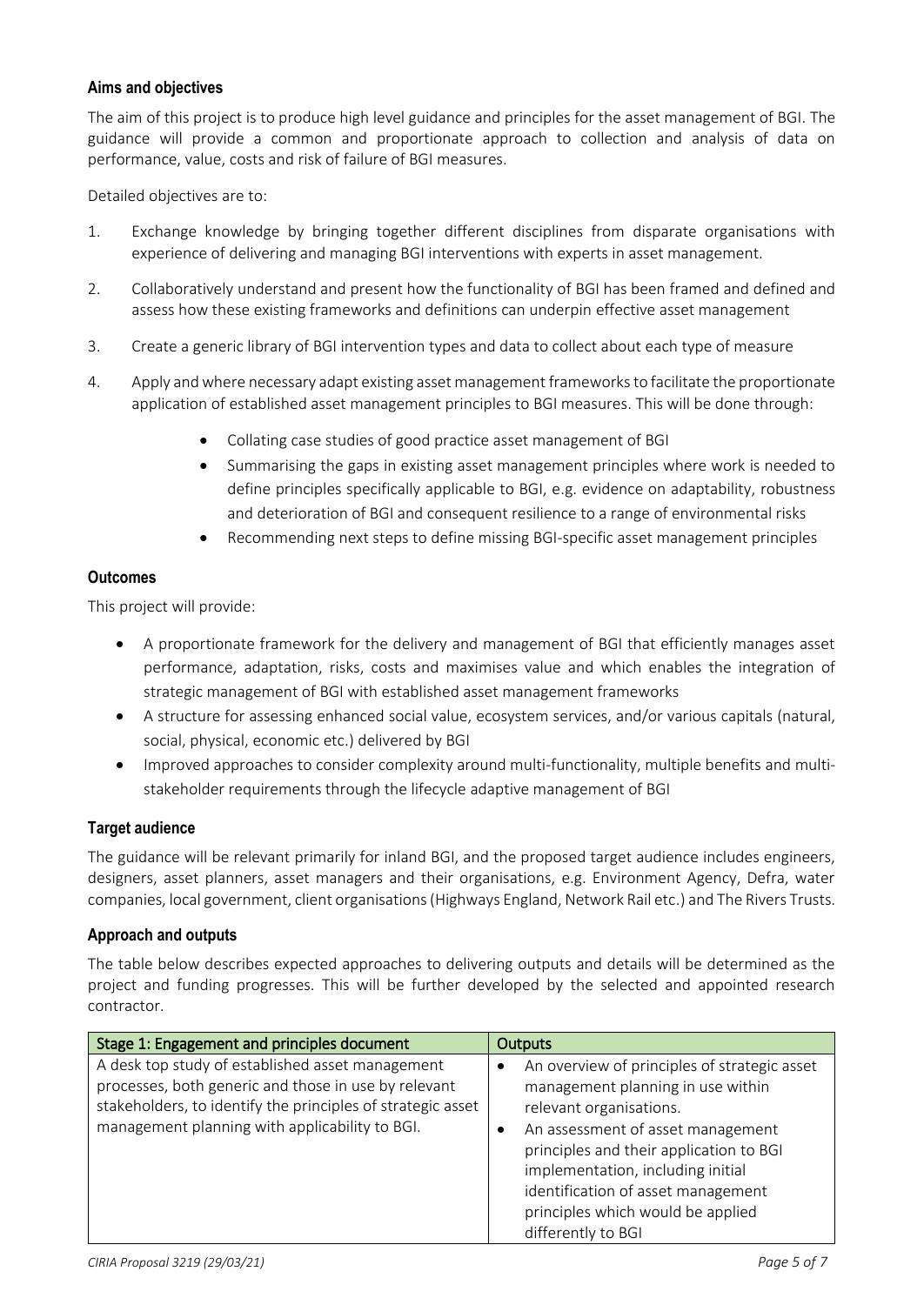### Aims and objectives

The aim of this project is to produce high level guidance and principles for the asset management of BGI. The guidance will provide a common and proportionate approach to collection and analysis of data on performance, value, costs and risk of failure of BGI measures.

Detailed objectives are to:

1. Exchange knowledge by bringing together different disciplines from disparate organisations with experience of delivering and managing BGI interventions with experts in asset management.
2. Collaboratively understand and present how the functionality of BGI has been framed and defined and assess how these existing frameworks and definitions can underpin effective asset management
3. Create a generic library of BGI intervention types and data to collect about each type of measure
4. Apply and where necessary adapt existing asset management frameworks to facilitate the proportionate application of established asset management principles to BGI measures. This will be done through:
    - Collating case studies of good practice asset management of BGI
    - Summarising the gaps in existing asset management principles where work is needed to define principles specifically applicable to BGI, e.g. evidence on adaptability, robustness and deterioration of BGI and consequent resilience to a range of environmental risks
    - Recommending next steps to define missing BGI-specific asset management principles

### Outcomes

This project will provide:

- A proportionate framework for the delivery and management of BGI that efficiently manages asset performance, adaptation, risks, costs and maximises value and which enables the integration of strategic management of BGI with established asset management frameworks
- A structure for assessing enhanced social value, ecosystem services, and/or various capitals (natural, social, physical, economic etc.) delivered by BGI
- Improved approaches to consider complexity around multi-functionality, multiple benefits and multi-stakeholder requirements through the lifecycle adaptive management of BGI

### Target audience

The guidance will be relevant primarily for inland BGI, and the proposed target audience includes engineers, designers, asset planners, asset managers and their organisations, e.g. Environment Agency, Defra, water companies, local government, client organisations (Highways England, Network Rail etc.) and The Rivers Trusts.

### Approach and outputs

The table below describes expected approaches to delivering outputs and details will be determined as the project and funding progresses. This will be further developed by the selected and appointed research contractor.

| Stage 1: Engagement and principles document | Outputs |
|---|---|
| A desk top study of established asset management processes, both generic and those in use by relevant stakeholders, to identify the principles of strategic asset management planning with applicability to BGI. | • An overview of principles of strategic asset management planning in use within relevant organisations.<br>• An assessment of asset management principles and their application to BGI implementation, including initial identification of asset management principles which would be applied differently to BGI |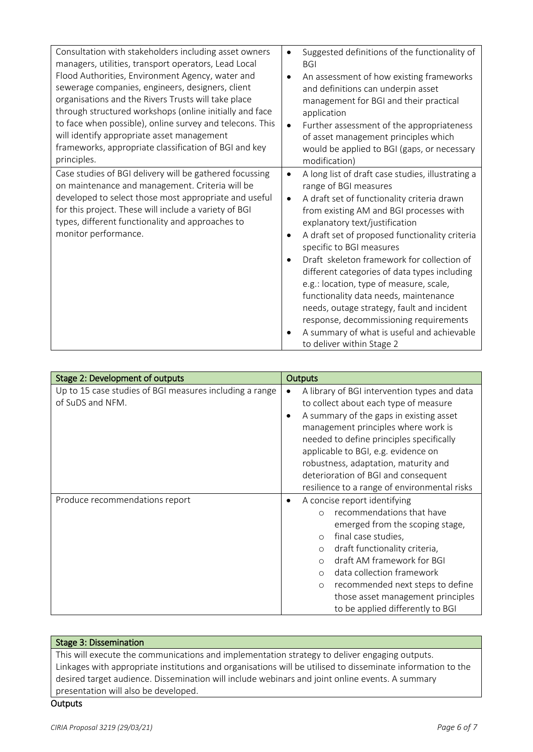| | |
|---|---|
| Consultation with stakeholders including asset owners managers, utilities, transport operators, Lead Local Flood Authorities, Environment Agency, water and sewerage companies, engineers, designers, client organisations and the Rivers Trusts will take place through structured workshops (online initially and face to face when possible), online survey and telecons. This will identify appropriate asset management frameworks, appropriate classification of BGI and key principles. | • Suggested definitions of the functionality of BGI<br>• An assessment of how existing frameworks and definitions can underpin asset management for BGI and their practical application<br>• Further assessment of the appropriateness of asset management principles which would be applied to BGI (gaps, or necessary modification) |
| Case studies of BGI delivery will be gathered focussing on maintenance and management. Criteria will be developed to select those most appropriate and useful for this project. These will include a variety of BGI types, different functionality and approaches to monitor performance. | • A long list of draft case studies, illustrating a range of BGI measures<br>• A draft set of functionality criteria drawn from existing AM and BGI processes with explanatory text/justification<br>• A draft set of proposed functionality criteria specific to BGI measures<br>• Draft skeleton framework for collection of different categories of data types including e.g.: location, type of measure, scale, functionality data needs, maintenance needs, outage strategy, fault and incident response, decommissioning requirements<br>• A summary of what is useful and achievable to deliver within Stage 2 |

| Stage 2: Development of outputs | Outputs |
|---|---|
| Up to 15 case studies of BGI measures including a range of SuDS and NFM. | • A library of BGI intervention types and data to collect about each type of measure<br>• A summary of the gaps in existing asset management principles where work is needed to define principles specifically applicable to BGI, e.g. evidence on robustness, adaptation, maturity and deterioration of BGI and consequent resilience to a range of environmental risks |
| Produce recommendations report | • A concise report identifying<br>&nbsp;&nbsp;○ recommendations that have emerged from the scoping stage,<br>&nbsp;&nbsp;○ final case studies,<br>&nbsp;&nbsp;○ draft functionality criteria,<br>&nbsp;&nbsp;○ draft AM framework for BGI<br>&nbsp;&nbsp;○ data collection framework<br>&nbsp;&nbsp;○ recommended next steps to define those asset management principles to be applied differently to BGI |

| Stage 3: Dissemination |
|---|
| This will execute the communications and implementation strategy to deliver engaging outputs. Linkages with appropriate institutions and organisations will be utilised to disseminate information to the desired target audience. Dissemination will include webinars and joint online events. A summary presentation will also be developed. |

**Outputs**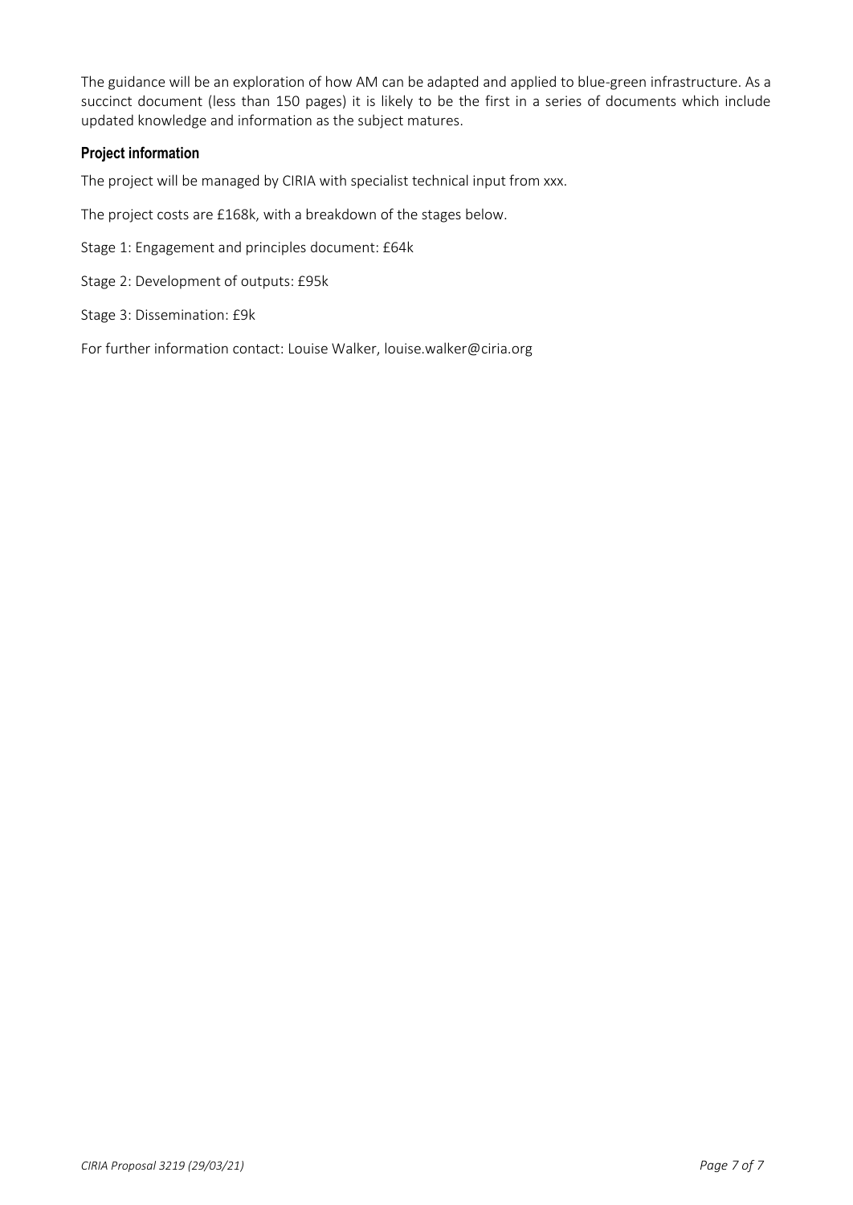The guidance will be an exploration of how AM can be adapted and applied to blue-green infrastructure. As a succinct document (less than 150 pages) it is likely to be the first in a series of documents which include updated knowledge and information as the subject matures.

### Project information

The project will be managed by CIRIA with specialist technical input from xxx.

The project costs are £168k, with a breakdown of the stages below.

Stage 1: Engagement and principles document: £64k

Stage 2: Development of outputs: £95k

Stage 3: Dissemination: £9k

For further information contact: Louise Walker, louise.walker@ciria.org